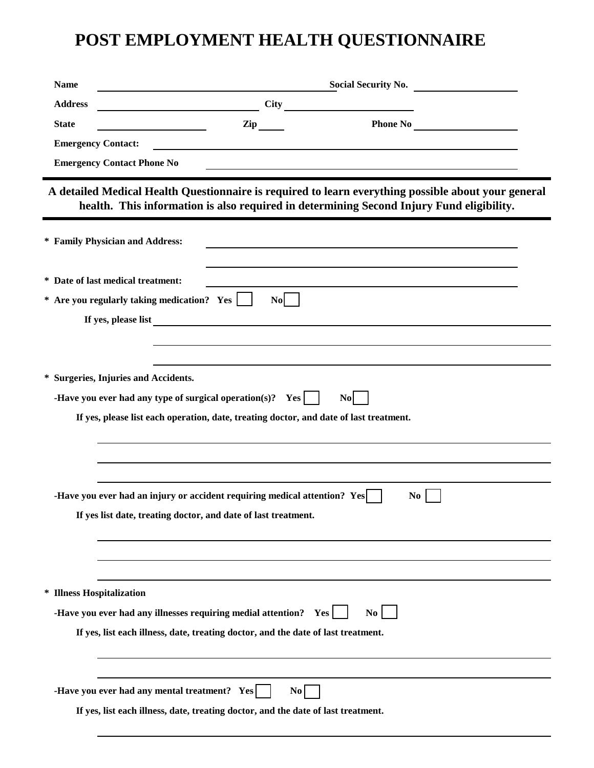# POST EMPLOYMENT HEALTH QUESTIONNAIRE

**Name** ______________________________ **Social Security No.** ______________

**Address** ______________________ **City** ________________

**State** ______________ **Zip** _____ **Phone No** ______________

**Emergency Contact:** ______________________________________________

**Emergency Contact Phone No** ______________________________________

---

**A detailed Medical Health Questionnaire is required to learn everything possible about your general health. This information is also required in determining Second Injury Fund eligibility.**

---

**\* Family Physician and Address:** ______________________________________

______________________________________

**\* Date of last medical treatment:** ______________________________________

**\* Are you regularly taking medication? Yes** ☐ **No** ☐

**If yes, please list** ______________________________________

______________________________________

______________________________________

**\* Surgeries, Injuries and Accidents.**

**-Have you ever had any type of surgical operation(s)? Yes** ☐ **No** ☐

**If yes, please list each operation, date, treating doctor, and date of last treatment.**

______________________________________

______________________________________

______________________________________

**-Have you ever had an injury or accident requiring medical attention? Yes** ☐ **No** ☐

**If yes list date, treating doctor, and date of last treatment.**

______________________________________

______________________________________

______________________________________

**\* Illness Hospitalization**

**-Have you ever had any illnesses requiring medial attention? Yes** ☐ **No** ☐

**If yes, list each illness, date, treating doctor, and the date of last treatment.**

______________________________________

______________________________________

**-Have you ever had any mental treatment? Yes** ☐ **No** ☐

**If yes, list each illness, date, treating doctor, and the date of last treatment.**

______________________________________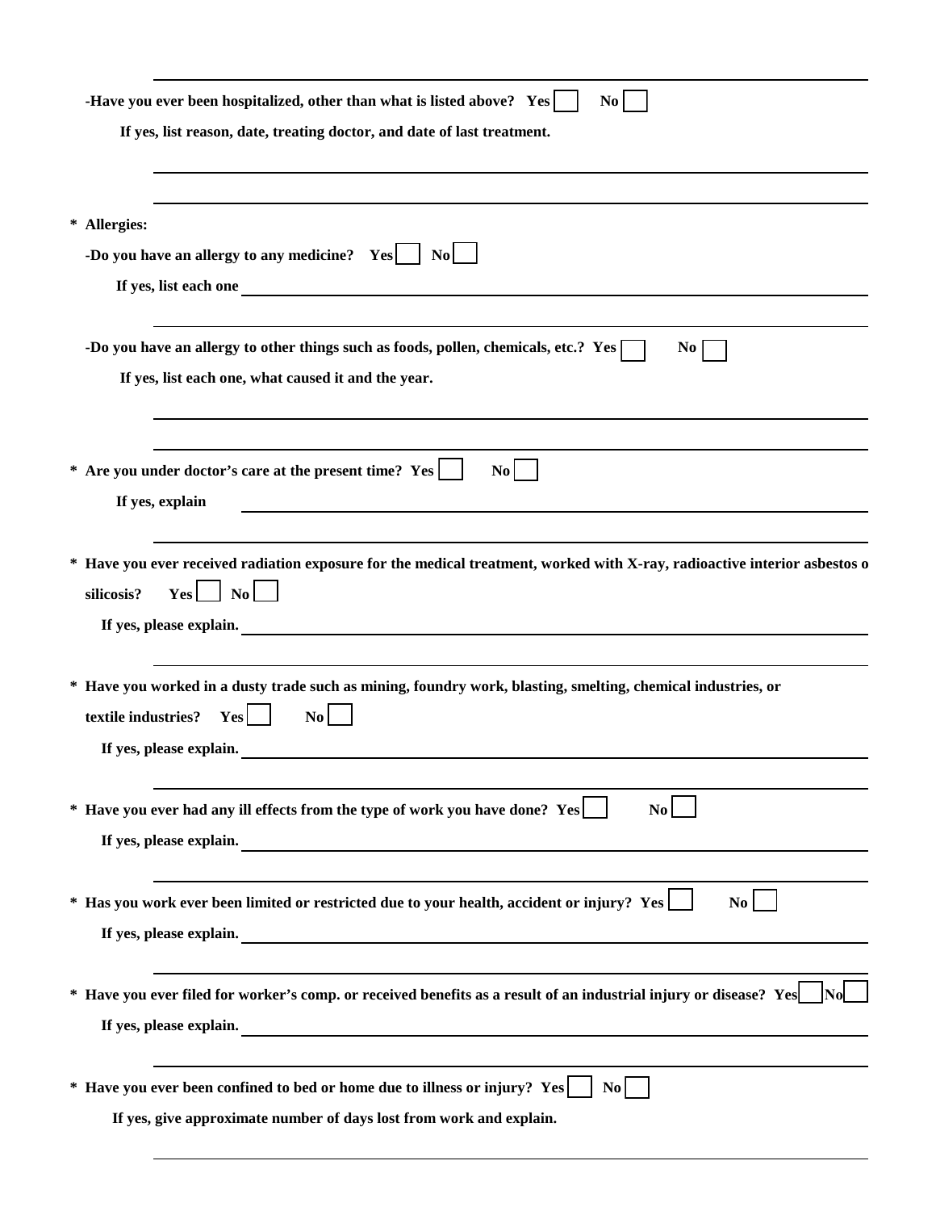-Have you ever been hospitalized, other than what is listed above? **Yes** ☐ **No** ☐

**If yes, list reason, date, treating doctor, and date of last treatment.**

______________________________________________________________________

______________________________________________________________________

**\* Allergies:**

**-Do you have an allergy to any medicine? Yes** ☐ **No** ☐

**If yes, list each one** ______________________________________________________________________

______________________________________________________________________

**-Do you have an allergy to other things such as foods, pollen, chemicals, etc.? Yes** ☐ **No** ☐

**If yes, list each one, what caused it and the year.**

______________________________________________________________________

______________________________________________________________________

**\* Are you under doctor's care at the present time? Yes** ☐ **No** ☐

**If yes, explain** ______________________________________________________________________

______________________________________________________________________

**\* Have you ever received radiation exposure for the medical treatment, worked with X-ray, radioactive interior asbestos o silicosis? Yes** ☐ **No** ☐

**If yes, please explain.** ______________________________________________________________________

______________________________________________________________________

**\* Have you worked in a dusty trade such as mining, foundry work, blasting, smelting, chemical industries, or textile industries? Yes** ☐ **No** ☐

**If yes, please explain.** ______________________________________________________________________

______________________________________________________________________

**\* Have you ever had any ill effects from the type of work you have done? Yes** ☐ **No** ☐

**If yes, please explain.** ______________________________________________________________________

______________________________________________________________________

**\* Has you work ever been limited or restricted due to your health, accident or injury? Yes** ☐ **No** ☐

**If yes, please explain.** ______________________________________________________________________

______________________________________________________________________

**\* Have you ever filed for worker's comp. or received benefits as a result of an industrial injury or disease? Yes** ☐ **No** ☐

**If yes, please explain.** ______________________________________________________________________

______________________________________________________________________

**\* Have you ever been confined to bed or home due to illness or injury? Yes** ☐ **No** ☐

**If yes, give approximate number of days lost from work and explain.**

______________________________________________________________________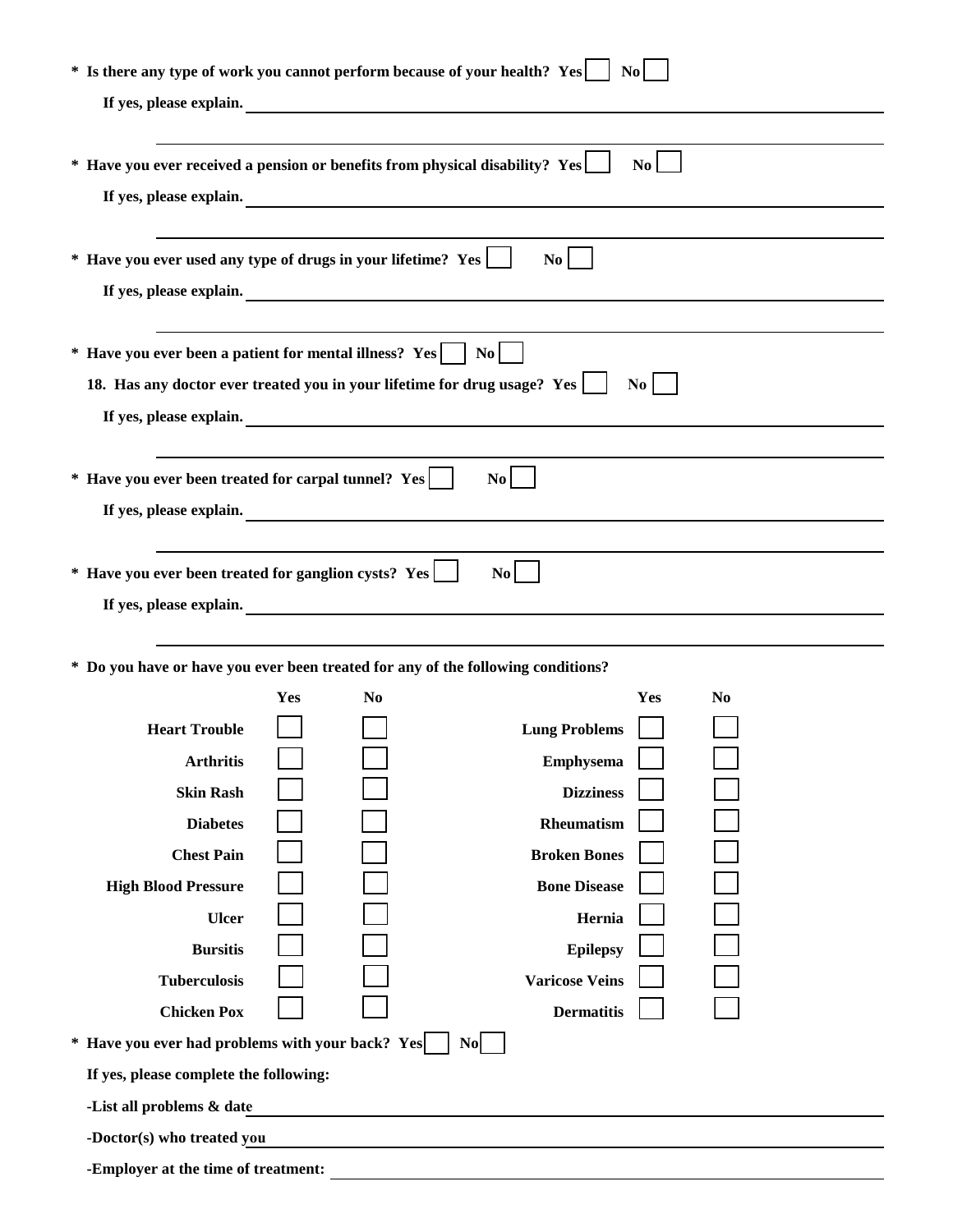\* **Is there any type of work you cannot perform because of your health? Yes [ ] No [ ]**

**If yes, please explain.** ______________________________________________

______________________________________________

\* **Have you ever received a pension or benefits from physical disability? Yes [ ] No [ ]**

**If yes, please explain.** ______________________________________________

______________________________________________

\* **Have you ever used any type of drugs in your lifetime? Yes [ ] No [ ]**

**If yes, please explain.** ______________________________________________

______________________________________________

\* **Have you ever been a patient for mental illness? Yes [ ] No [ ]**

**18. Has any doctor ever treated you in your lifetime for drug usage? Yes [ ] No [ ]**

**If yes, please explain.** ______________________________________________

______________________________________________

\* **Have you ever been treated for carpal tunnel? Yes [ ] No [ ]**

**If yes, please explain.** ______________________________________________

______________________________________________

\* **Have you ever been treated for ganglion cysts? Yes [ ] No [ ]**

**If yes, please explain.** ______________________________________________

______________________________________________

\* **Do you have or have you ever been treated for any of the following conditions?**

| | Yes | No | | Yes | No |
|---|---|---|---|---|---|
| **Heart Trouble** | [ ] | [ ] | **Lung Problems** | [ ] | [ ] |
| **Arthritis** | [ ] | [ ] | **Emphysema** | [ ] | [ ] |
| **Skin Rash** | [ ] | [ ] | **Dizziness** | [ ] | [ ] |
| **Diabetes** | [ ] | [ ] | **Rheumatism** | [ ] | [ ] |
| **Chest Pain** | [ ] | [ ] | **Broken Bones** | [ ] | [ ] |
| **High Blood Pressure** | [ ] | [ ] | **Bone Disease** | [ ] | [ ] |
| **Ulcer** | [ ] | [ ] | **Hernia** | [ ] | [ ] |
| **Bursitis** | [ ] | [ ] | **Epilepsy** | [ ] | [ ] |
| **Tuberculosis** | [ ] | [ ] | **Varicose Veins** | [ ] | [ ] |
| **Chicken Pox** | [ ] | [ ] | **Dermatitis** | [ ] | [ ] |

\* **Have you ever had problems with your back? Yes [ ] No [ ]**

**If yes, please complete the following:**

**-List all problems & date** ______________________________________________

**-Doctor(s) who treated you** ______________________________________________

**-Employer at the time of treatment:** ______________________________________________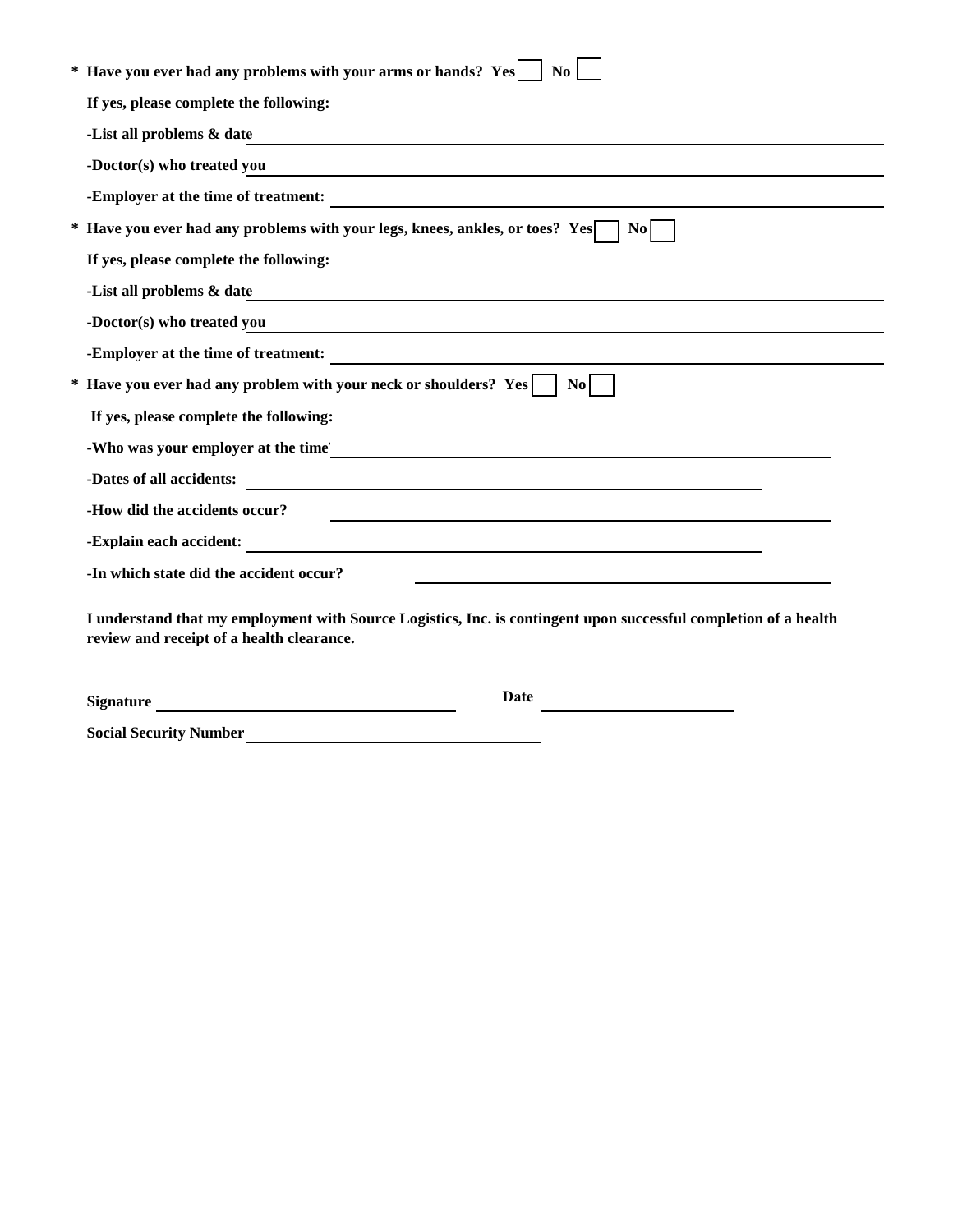\* **Have you ever had any problems with your arms or hands? Yes ☐ No ☐**

**If yes, please complete the following:**

**-List all problems & date** ______________________________

**-Doctor(s) who treated you** ______________________________

**-Employer at the time of treatment:** ______________________________

\* **Have you ever had any problems with your legs, knees, ankles, or toes? Yes ☐ No ☐**

**If yes, please complete the following:**

**-List all problems & date** ______________________________

**-Doctor(s) who treated you** ______________________________

**-Employer at the time of treatment:** ______________________________

\* **Have you ever had any problem with your neck or shoulders? Yes ☐ No ☐**

**If yes, please complete the following:**

**-Who was your employer at the time'** ______________________________

**-Dates of all accidents:** ______________________________

**-How did the accidents occur?** ______________________________

**-Explain each accident:** ______________________________

**-In which state did the accident occur?** ______________________________

**I understand that my employment with Source Logistics, Inc. is contingent upon successful completion of a health review and receipt of a health clearance.**

**Signature** ______________________________ **Date** ______________________________

**Social Security Number** ______________________________